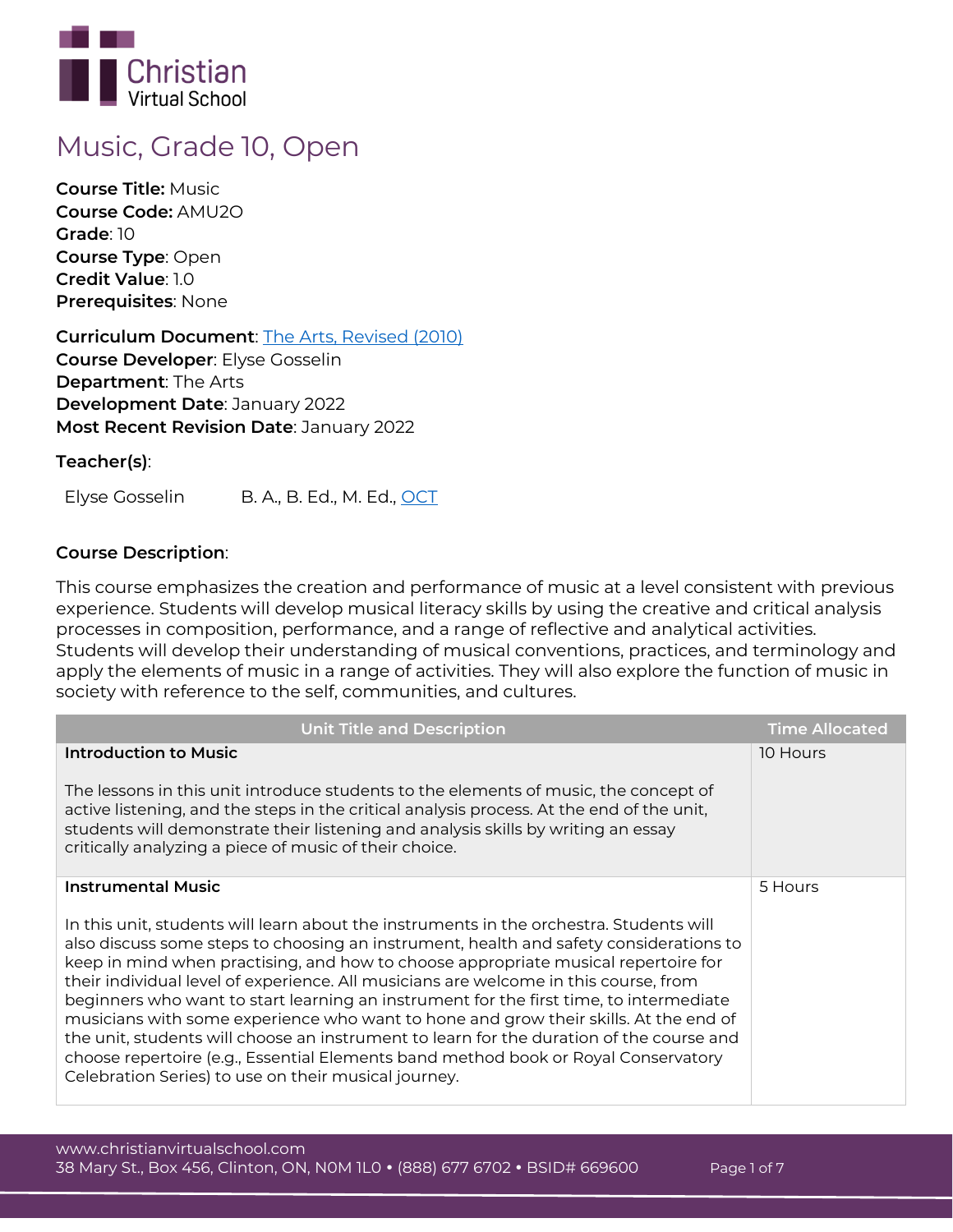# Music, Grade 10, Open

**Course Title:** Music
**Course Code:** AMU2O
**Grade**: 10
**Course Type**: Open
**Credit Value**: 1.0
**Prerequisites**: None

**Curriculum Document**: The Arts, Revised (2010)
**Course Developer**: Elyse Gosselin
**Department**: The Arts
**Development Date**: January 2022
**Most Recent Revision Date**: January 2022

**Teacher(s)**:

Elyse Gosselin B. A., B. Ed., M. Ed., OCT

**Course Description**:

This course emphasizes the creation and performance of music at a level consistent with previous experience. Students will develop musical literacy skills by using the creative and critical analysis processes in composition, performance, and a range of reflective and analytical activities. Students will develop their understanding of musical conventions, practices, and terminology and apply the elements of music in a range of activities. They will also explore the function of music in society with reference to the self, communities, and cultures.

| Unit Title and Description | Time Allocated |
|---|---|
| **Introduction to Music**<br><br>The lessons in this unit introduce students to the elements of music, the concept of active listening, and the steps in the critical analysis process. At the end of the unit, students will demonstrate their listening and analysis skills by writing an essay critically analyzing a piece of music of their choice. | 10 Hours |
| **Instrumental Music**<br><br>In this unit, students will learn about the instruments in the orchestra. Students will also discuss some steps to choosing an instrument, health and safety considerations to keep in mind when practising, and how to choose appropriate musical repertoire for their individual level of experience. All musicians are welcome in this course, from beginners who want to start learning an instrument for the first time, to intermediate musicians with some experience who want to hone and grow their skills. At the end of the unit, students will choose an instrument to learn for the duration of the course and choose repertoire (e.g., Essential Elements band method book or Royal Conservatory Celebration Series) to use on their musical journey. | 5 Hours |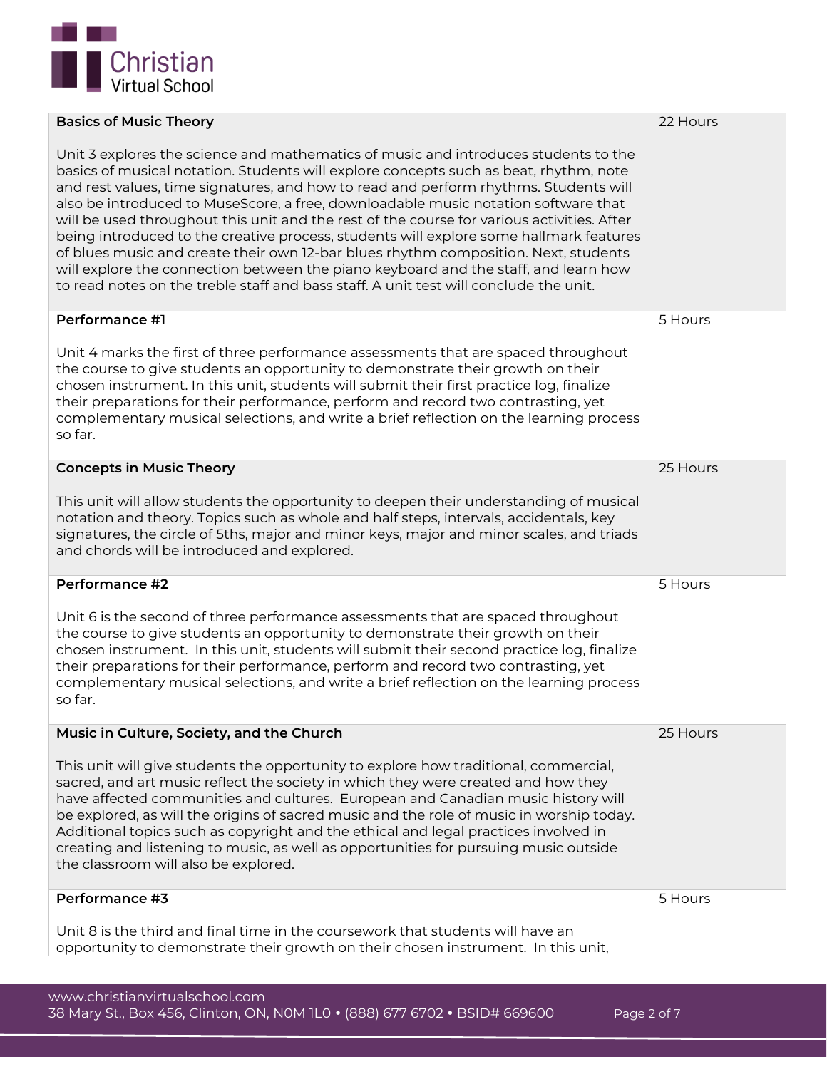| | |
|---|---|
| **Basics of Music Theory**<br><br>Unit 3 explores the science and mathematics of music and introduces students to the basics of musical notation. Students will explore concepts such as beat, rhythm, note and rest values, time signatures, and how to read and perform rhythms. Students will also be introduced to MuseScore, a free, downloadable music notation software that will be used throughout this unit and the rest of the course for various activities. After being introduced to the creative process, students will explore some hallmark features of blues music and create their own 12-bar blues rhythm composition. Next, students will explore the connection between the piano keyboard and the staff, and learn how to read notes on the treble staff and bass staff. A unit test will conclude the unit. | 22 Hours |
| **Performance #1**<br><br>Unit 4 marks the first of three performance assessments that are spaced throughout the course to give students an opportunity to demonstrate their growth on their chosen instrument. In this unit, students will submit their first practice log, finalize their preparations for their performance, perform and record two contrasting, yet complementary musical selections, and write a brief reflection on the learning process so far. | 5 Hours |
| **Concepts in Music Theory**<br><br>This unit will allow students the opportunity to deepen their understanding of musical notation and theory. Topics such as whole and half steps, intervals, accidentals, key signatures, the circle of 5ths, major and minor keys, major and minor scales, and triads and chords will be introduced and explored. | 25 Hours |
| **Performance #2**<br><br>Unit 6 is the second of three performance assessments that are spaced throughout the course to give students an opportunity to demonstrate their growth on their chosen instrument. In this unit, students will submit their second practice log, finalize their preparations for their performance, perform and record two contrasting, yet complementary musical selections, and write a brief reflection on the learning process so far. | 5 Hours |
| **Music in Culture, Society, and the Church**<br><br>This unit will give students the opportunity to explore how traditional, commercial, sacred, and art music reflect the society in which they were created and how they have affected communities and cultures. European and Canadian music history will be explored, as will the origins of sacred music and the role of music in worship today. Additional topics such as copyright and the ethical and legal practices involved in creating and listening to music, as well as opportunities for pursuing music outside the classroom will also be explored. | 25 Hours |
| **Performance #3**<br><br>Unit 8 is the third and final time in the coursework that students will have an opportunity to demonstrate their growth on their chosen instrument. In this unit, | 5 Hours |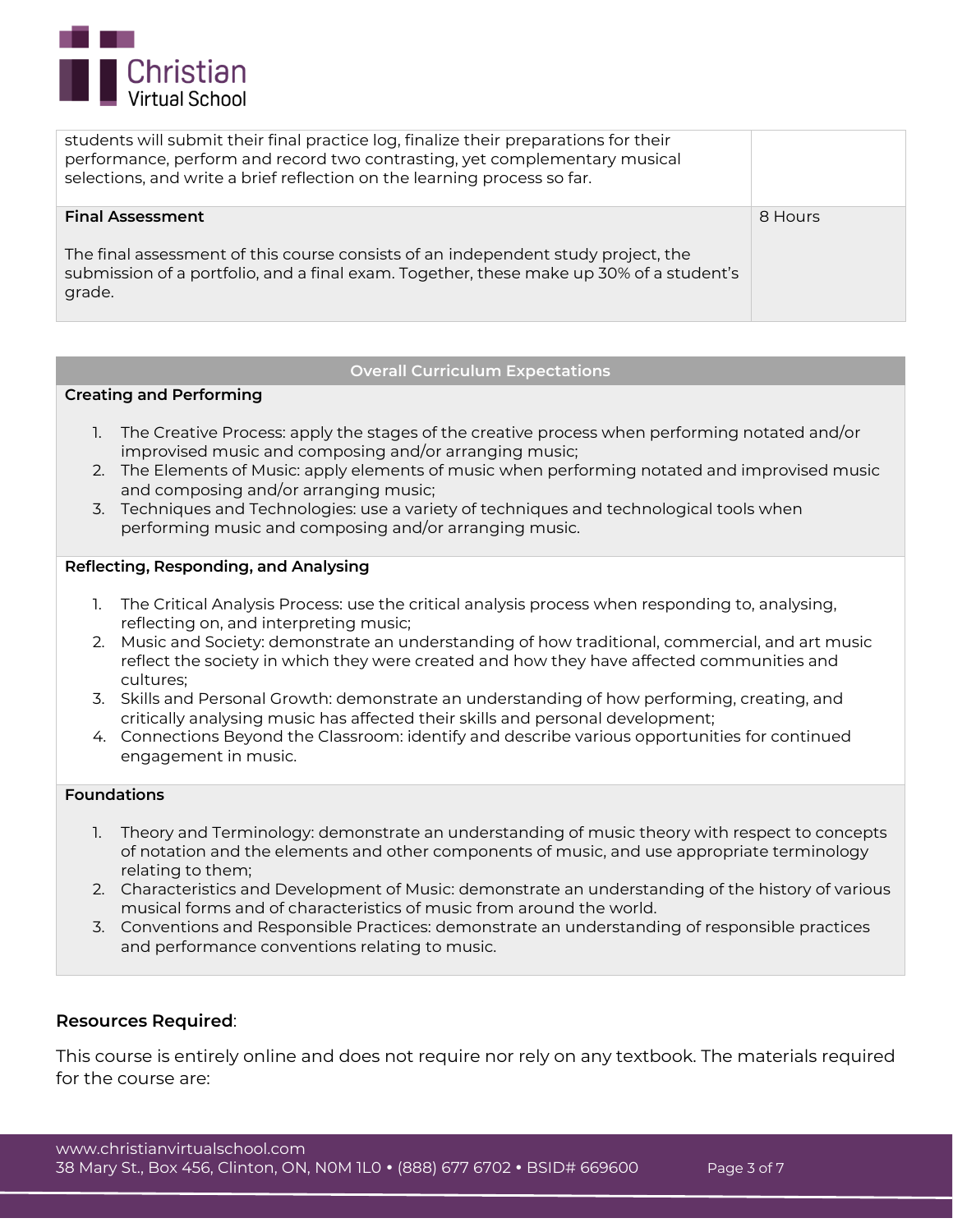| | |
|---|---|
| students will submit their final practice log, finalize their preparations for their performance, perform and record two contrasting, yet complementary musical selections, and write a brief reflection on the learning process so far. | |
| **Final Assessment**<br><br>The final assessment of this course consists of an independent study project, the submission of a portfolio, and a final exam. Together, these make up 30% of a student's grade. | 8 Hours |

## Overall Curriculum Expectations

**Creating and Performing**

1. The Creative Process: apply the stages of the creative process when performing notated and/or improvised music and composing and/or arranging music;
2. The Elements of Music: apply elements of music when performing notated and improvised music and composing and/or arranging music;
3. Techniques and Technologies: use a variety of techniques and technological tools when performing music and composing and/or arranging music.

**Reflecting, Responding, and Analysing**

1. The Critical Analysis Process: use the critical analysis process when responding to, analysing, reflecting on, and interpreting music;
2. Music and Society: demonstrate an understanding of how traditional, commercial, and art music reflect the society in which they were created and how they have affected communities and cultures;
3. Skills and Personal Growth: demonstrate an understanding of how performing, creating, and critically analysing music has affected their skills and personal development;
4. Connections Beyond the Classroom: identify and describe various opportunities for continued engagement in music.

**Foundations**

1. Theory and Terminology: demonstrate an understanding of music theory with respect to concepts of notation and the elements and other components of music, and use appropriate terminology relating to them;
2. Characteristics and Development of Music: demonstrate an understanding of the history of various musical forms and of characteristics of music from around the world.
3. Conventions and Responsible Practices: demonstrate an understanding of responsible practices and performance conventions relating to music.

**Resources Required**:

This course is entirely online and does not require nor rely on any textbook. The materials required for the course are: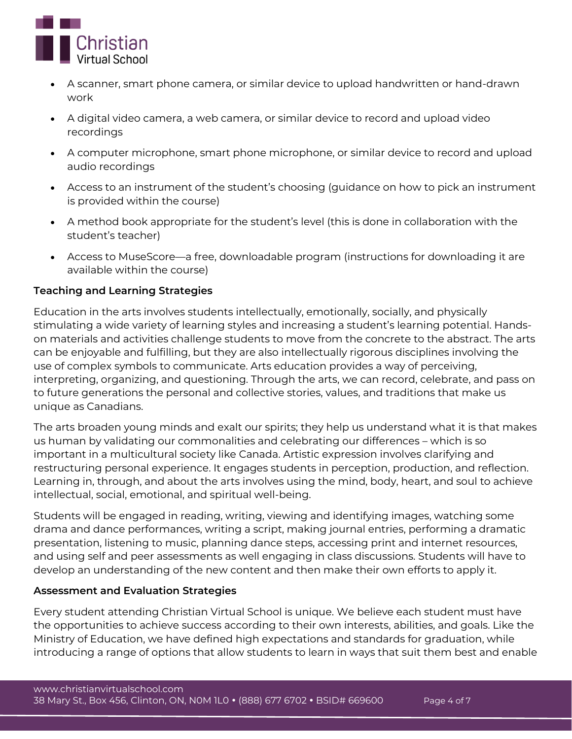- A scanner, smart phone camera, or similar device to upload handwritten or hand-drawn work
- A digital video camera, a web camera, or similar device to record and upload video recordings
- A computer microphone, smart phone microphone, or similar device to record and upload audio recordings
- Access to an instrument of the student's choosing (guidance on how to pick an instrument is provided within the course)
- A method book appropriate for the student's level (this is done in collaboration with the student's teacher)
- Access to MuseScore—a free, downloadable program (instructions for downloading it are available within the course)

**Teaching and Learning Strategies**

Education in the arts involves students intellectually, emotionally, socially, and physically stimulating a wide variety of learning styles and increasing a student's learning potential. Hands-on materials and activities challenge students to move from the concrete to the abstract. The arts can be enjoyable and fulfilling, but they are also intellectually rigorous disciplines involving the use of complex symbols to communicate. Arts education provides a way of perceiving, interpreting, organizing, and questioning. Through the arts, we can record, celebrate, and pass on to future generations the personal and collective stories, values, and traditions that make us unique as Canadians.

The arts broaden young minds and exalt our spirits; they help us understand what it is that makes us human by validating our commonalities and celebrating our differences – which is so important in a multicultural society like Canada. Artistic expression involves clarifying and restructuring personal experience. It engages students in perception, production, and reflection. Learning in, through, and about the arts involves using the mind, body, heart, and soul to achieve intellectual, social, emotional, and spiritual well-being.

Students will be engaged in reading, writing, viewing and identifying images, watching some drama and dance performances, writing a script, making journal entries, performing a dramatic presentation, listening to music, planning dance steps, accessing print and internet resources, and using self and peer assessments as well engaging in class discussions. Students will have to develop an understanding of the new content and then make their own efforts to apply it.

**Assessment and Evaluation Strategies**

Every student attending Christian Virtual School is unique. We believe each student must have the opportunities to achieve success according to their own interests, abilities, and goals. Like the Ministry of Education, we have defined high expectations and standards for graduation, while introducing a range of options that allow students to learn in ways that suit them best and enable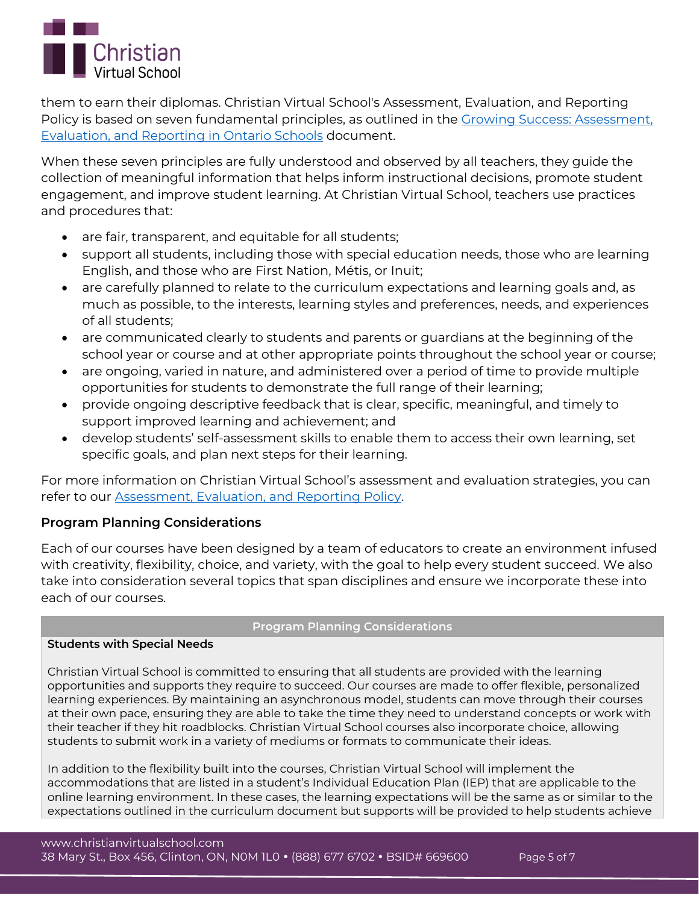them to earn their diplomas. Christian Virtual School's Assessment, Evaluation, and Reporting Policy is based on seven fundamental principles, as outlined in the Growing Success: Assessment, Evaluation, and Reporting in Ontario Schools document.

When these seven principles are fully understood and observed by all teachers, they guide the collection of meaningful information that helps inform instructional decisions, promote student engagement, and improve student learning. At Christian Virtual School, teachers use practices and procedures that:

- are fair, transparent, and equitable for all students;
- support all students, including those with special education needs, those who are learning English, and those who are First Nation, Métis, or Inuit;
- are carefully planned to relate to the curriculum expectations and learning goals and, as much as possible, to the interests, learning styles and preferences, needs, and experiences of all students;
- are communicated clearly to students and parents or guardians at the beginning of the school year or course and at other appropriate points throughout the school year or course;
- are ongoing, varied in nature, and administered over a period of time to provide multiple opportunities for students to demonstrate the full range of their learning;
- provide ongoing descriptive feedback that is clear, specific, meaningful, and timely to support improved learning and achievement; and
- develop students' self-assessment skills to enable them to access their own learning, set specific goals, and plan next steps for their learning.

For more information on Christian Virtual School's assessment and evaluation strategies, you can refer to our Assessment, Evaluation, and Reporting Policy.

### Program Planning Considerations

Each of our courses have been designed by a team of educators to create an environment infused with creativity, flexibility, choice, and variety, with the goal to help every student succeed. We also take into consideration several topics that span disciplines and ensure we incorporate these into each of our courses.

| Program Planning Considerations |
| --- |
| **Students with Special Needs**<br><br>Christian Virtual School is committed to ensuring that all students are provided with the learning opportunities and supports they require to succeed. Our courses are made to offer flexible, personalized learning experiences. By maintaining an asynchronous model, students can move through their courses at their own pace, ensuring they are able to take the time they need to understand concepts or work with their teacher if they hit roadblocks. Christian Virtual School courses also incorporate choice, allowing students to submit work in a variety of mediums or formats to communicate their ideas.<br><br>In addition to the flexibility built into the courses, Christian Virtual School will implement the accommodations that are listed in a student's Individual Education Plan (IEP) that are applicable to the online learning environment. In these cases, the learning expectations will be the same as or similar to the expectations outlined in the curriculum document but supports will be provided to help students achieve |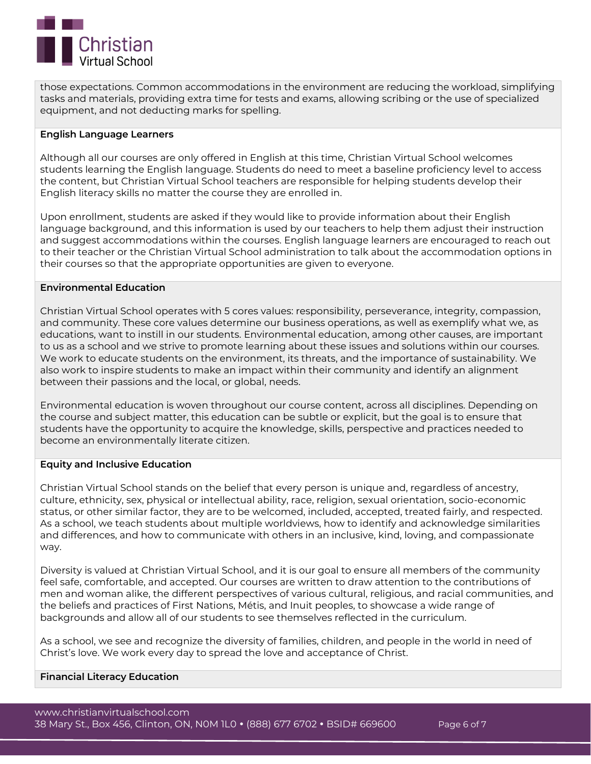those expectations. Common accommodations in the environment are reducing the workload, simplifying tasks and materials, providing extra time for tests and exams, allowing scribing or the use of specialized equipment, and not deducting marks for spelling.

**English Language Learners**

Although all our courses are only offered in English at this time, Christian Virtual School welcomes students learning the English language. Students do need to meet a baseline proficiency level to access the content, but Christian Virtual School teachers are responsible for helping students develop their English literacy skills no matter the course they are enrolled in.

Upon enrollment, students are asked if they would like to provide information about their English language background, and this information is used by our teachers to help them adjust their instruction and suggest accommodations within the courses. English language learners are encouraged to reach out to their teacher or the Christian Virtual School administration to talk about the accommodation options in their courses so that the appropriate opportunities are given to everyone.

**Environmental Education**

Christian Virtual School operates with 5 cores values: responsibility, perseverance, integrity, compassion, and community. These core values determine our business operations, as well as exemplify what we, as educations, want to instill in our students. Environmental education, among other causes, are important to us as a school and we strive to promote learning about these issues and solutions within our courses. We work to educate students on the environment, its threats, and the importance of sustainability. We also work to inspire students to make an impact within their community and identify an alignment between their passions and the local, or global, needs.

Environmental education is woven throughout our course content, across all disciplines. Depending on the course and subject matter, this education can be subtle or explicit, but the goal is to ensure that students have the opportunity to acquire the knowledge, skills, perspective and practices needed to become an environmentally literate citizen.

**Equity and Inclusive Education**

Christian Virtual School stands on the belief that every person is unique and, regardless of ancestry, culture, ethnicity, sex, physical or intellectual ability, race, religion, sexual orientation, socio-economic status, or other similar factor, they are to be welcomed, included, accepted, treated fairly, and respected. As a school, we teach students about multiple worldviews, how to identify and acknowledge similarities and differences, and how to communicate with others in an inclusive, kind, loving, and compassionate way.

Diversity is valued at Christian Virtual School, and it is our goal to ensure all members of the community feel safe, comfortable, and accepted. Our courses are written to draw attention to the contributions of men and woman alike, the different perspectives of various cultural, religious, and racial communities, and the beliefs and practices of First Nations, Métis, and Inuit peoples, to showcase a wide range of backgrounds and allow all of our students to see themselves reflected in the curriculum.

As a school, we see and recognize the diversity of families, children, and people in the world in need of Christ's love. We work every day to spread the love and acceptance of Christ.

**Financial Literacy Education**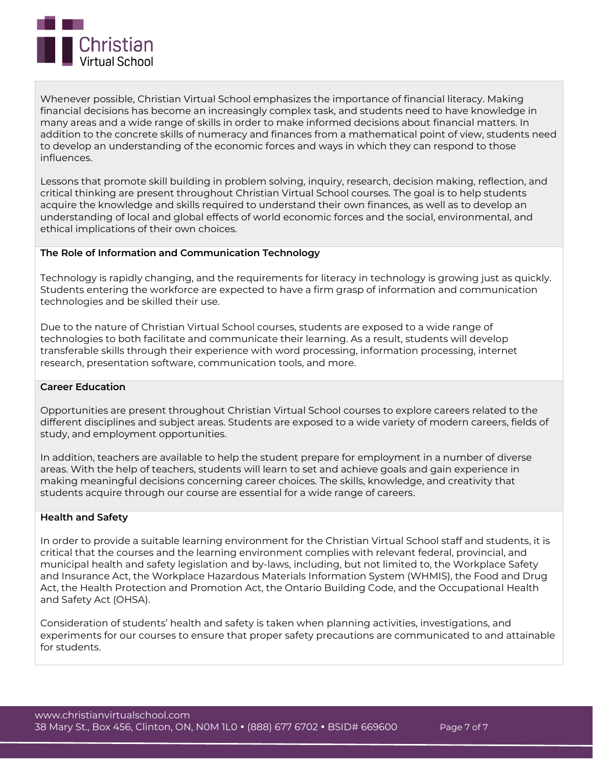Whenever possible, Christian Virtual School emphasizes the importance of financial literacy. Making financial decisions has become an increasingly complex task, and students need to have knowledge in many areas and a wide range of skills in order to make informed decisions about financial matters. In addition to the concrete skills of numeracy and finances from a mathematical point of view, students need to develop an understanding of the economic forces and ways in which they can respond to those influences.

Lessons that promote skill building in problem solving, inquiry, research, decision making, reflection, and critical thinking are present throughout Christian Virtual School courses. The goal is to help students acquire the knowledge and skills required to understand their own finances, as well as to develop an understanding of local and global effects of world economic forces and the social, environmental, and ethical implications of their own choices.

**The Role of Information and Communication Technology**

Technology is rapidly changing, and the requirements for literacy in technology is growing just as quickly. Students entering the workforce are expected to have a firm grasp of information and communication technologies and be skilled their use.

Due to the nature of Christian Virtual School courses, students are exposed to a wide range of technologies to both facilitate and communicate their learning. As a result, students will develop transferable skills through their experience with word processing, information processing, internet research, presentation software, communication tools, and more.

**Career Education**

Opportunities are present throughout Christian Virtual School courses to explore careers related to the different disciplines and subject areas. Students are exposed to a wide variety of modern careers, fields of study, and employment opportunities.

In addition, teachers are available to help the student prepare for employment in a number of diverse areas. With the help of teachers, students will learn to set and achieve goals and gain experience in making meaningful decisions concerning career choices. The skills, knowledge, and creativity that students acquire through our course are essential for a wide range of careers.

**Health and Safety**

In order to provide a suitable learning environment for the Christian Virtual School staff and students, it is critical that the courses and the learning environment complies with relevant federal, provincial, and municipal health and safety legislation and by-laws, including, but not limited to, the Workplace Safety and Insurance Act, the Workplace Hazardous Materials Information System (WHMIS), the Food and Drug Act, the Health Protection and Promotion Act, the Ontario Building Code, and the Occupational Health and Safety Act (OHSA).

Consideration of students' health and safety is taken when planning activities, investigations, and experiments for our courses to ensure that proper safety precautions are communicated to and attainable for students.